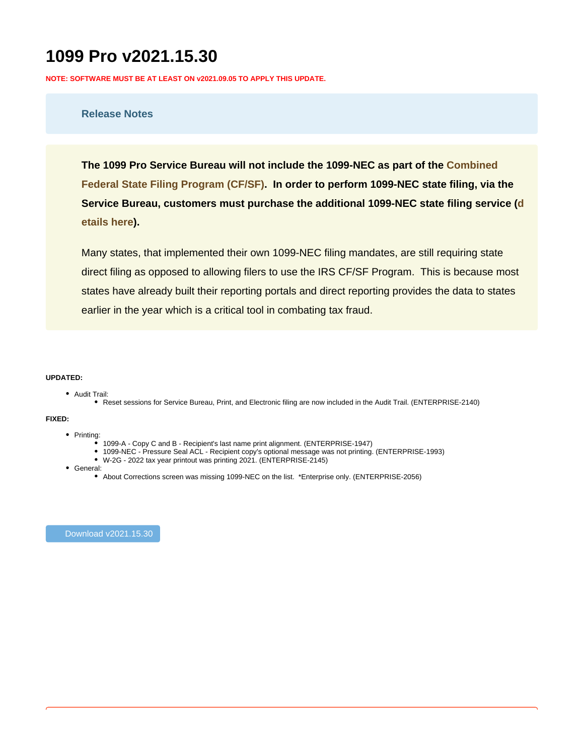# 1099 Pro v2021.15.30

**NOTE: SOFTWARE MUST BE AT LEAST ON v2021.09.05 TO APPLY THIS UPDATE.**

### Release Notes

**The 1099 Pro Service Bureau will not include the 1099-NEC as part of the Combined Federal State Filing Program (CF/SF). In order to perform 1099-NEC state filing, via the Service Bureau, customers must purchase the additional 1099-NEC state filing service (details here).**

Many states, that implemented their own 1099-NEC filing mandates, are still requiring state direct filing as opposed to allowing filers to use the IRS CF/SF Program. This is because most states have already built their reporting portals and direct reporting provides the data to states earlier in the year which is a critical tool in combating tax fraud.

**UPDATED:**

- Audit Trail:
  - Reset sessions for Service Bureau, Print, and Electronic filing are now included in the Audit Trail. (ENTERPRISE-2140)

**FIXED:**

- Printing:
  - 1099-A - Copy C and B - Recipient's last name print alignment. (ENTERPRISE-1947)
  - 1099-NEC - Pressure Seal ACL - Recipient copy's optional message was not printing. (ENTERPRISE-1993)
  - W-2G - 2022 tax year printout was printing 2021. (ENTERPRISE-2145)
- General:
  - About Corrections screen was missing 1099-NEC on the list. *Enterprise only. (ENTERPRISE-2056)

Download v2021.15.30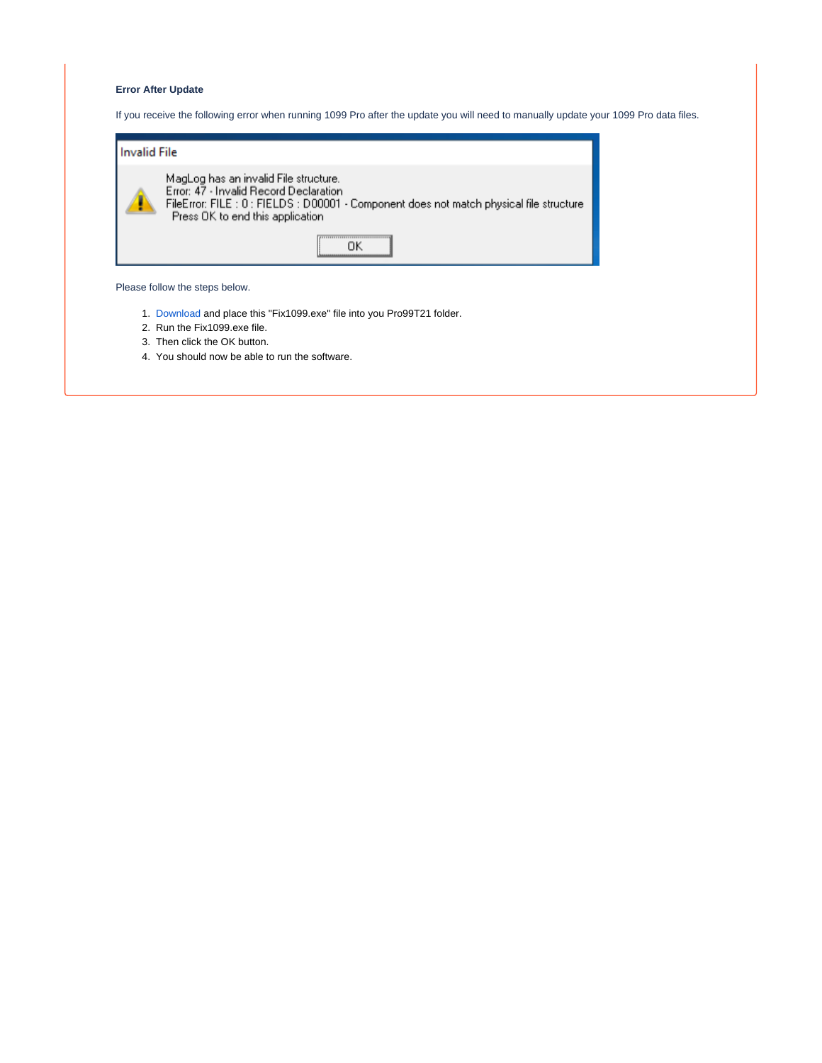**Error After Update**

If you receive the following error when running 1099 Pro after the update you will need to manually update your 1099 Pro data files.

Invalid File

MagLog has an invalid File structure.
Error: 47 - Invalid Record Declaration
FileError: FILE : 0 : FIELDS : D00001 - Component does not match physical file structure
Press OK to end this application

OK

Please follow the steps below.

1. Download and place this "Fix1099.exe" file into you Pro99T21 folder.
2. Run the Fix1099.exe file.
3. Then click the OK button.
4. You should now be able to run the software.